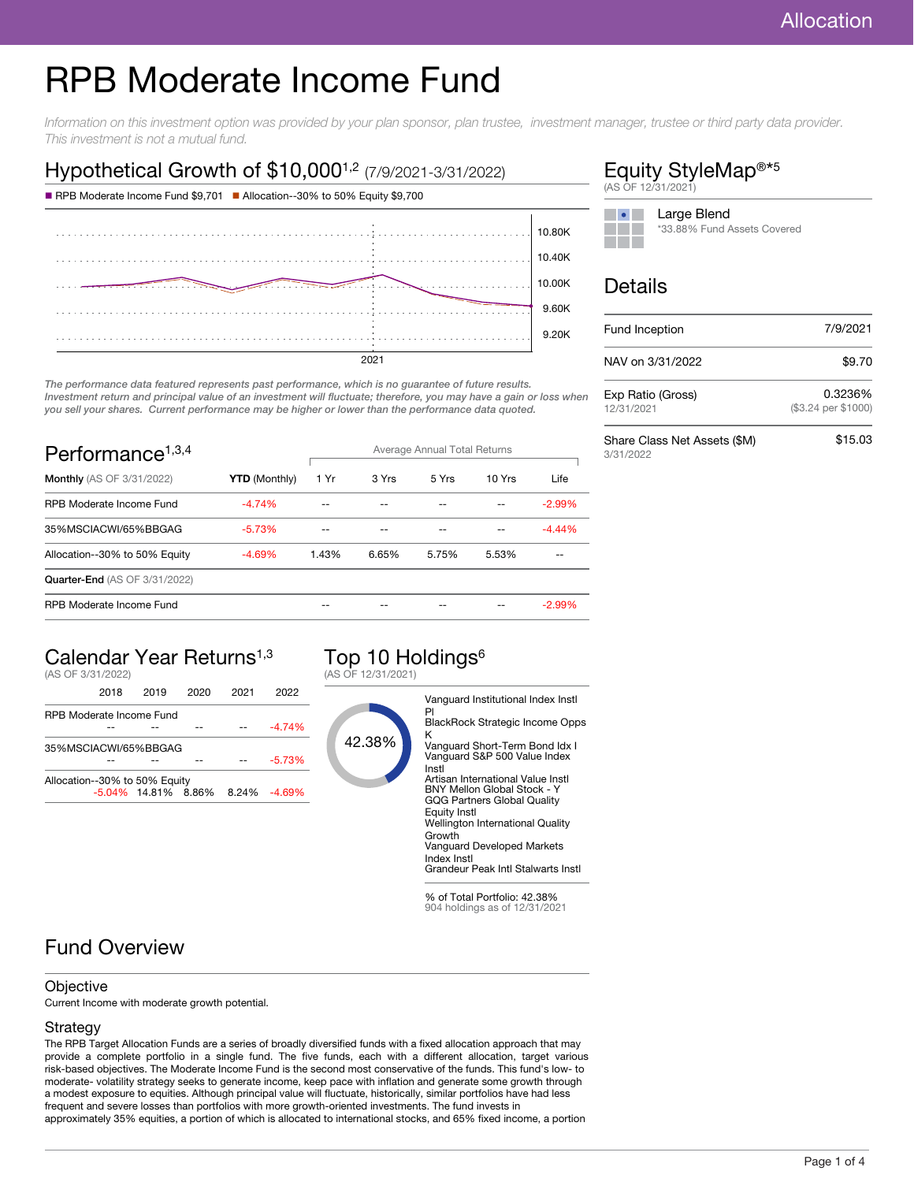# RPB Moderate Income Fund

*Information on this investment option was provided by your plan sponsor, plan trustee, investment manager, trustee or third party data provider. This investment is not a mutual fund.*

## Hypothetical Growth of $10,000[1,2] (7/9/2021-3/31/2022)

■ RPB Moderate Income Fund $9,701 ■ Allocation--30% to 50% Equity $9,700

*The performance data featured represents past performance, which is no guarantee of future results. Investment return and principal value of an investment will fluctuate; therefore, you may have a gain or loss when you sell your shares. Current performance may be higher or lower than the performance data quoted.*

## Equity StyleMap®*[5]

(AS OF 12/31/2021)

Large Blend

*33.88% Fund Assets Covered

## Details

| | |
|---|---|
| Fund Inception | 7/9/2021 |
| NAV on 3/31/2022 | $9.70 |
| Exp Ratio (Gross) 12/31/2021 | 0.3236% ($3.24 per $1000) |
| Share Class Net Assets ($M) 3/31/2022 | $15.03 |

## Performance[1,3,4]

| | | Average Annual Total Returns | | | | |
|---|---|---|---|---|---|---|
| **Monthly** (AS OF 3/31/2022) | **YTD** (Monthly) | 1 Yr | 3 Yrs | 5 Yrs | 10 Yrs | Life |
| RPB Moderate Income Fund | -4.74% | -- | -- | -- | -- | -2.99% |
| 35%MSCIACWI/65%BBGAG | -5.73% | -- | -- | -- | -- | -4.44% |
| Allocation--30% to 50% Equity | -4.69% | 1.43% | 6.65% | 5.75% | 5.53% | -- |
| **Quarter-End** (AS OF 3/31/2022) | | | | | | |
| RPB Moderate Income Fund | | -- | -- | -- | -- | -2.99% |

## Calendar Year Returns[1,3]

(AS OF 3/31/2022)

| | 2018 | 2019 | 2020 | 2021 | 2022 |
|---|---|---|---|---|---|
| RPB Moderate Income Fund | -- | -- | -- | -- | -4.74% |
| 35%MSCIACWI/65%BBGAG | -- | -- | -- | -- | -5.73% |
| Allocation--30% to 50% Equity | -5.04% | 14.81% | 8.86% | 8.24% | -4.69% |

## Top 10 Holdings[6]

(AS OF 12/31/2021)

42.38%

- Vanguard Institutional Index Instl Pl
- BlackRock Strategic Income Opps K
- Vanguard Short-Term Bond Idx I
- Vanguard S&P 500 Value Index Instl
- Artisan International Value Instl
- BNY Mellon Global Stock - Y
- GQG Partners Global Quality Equity Instl
- Wellington International Quality Growth
- Vanguard Developed Markets Index Instl
- Grandeur Peak Intl Stalwarts Instl

% of Total Portfolio: 42.38%

904 holdings as of 12/31/2021

## Fund Overview

### Objective

Current Income with moderate growth potential.

### Strategy

The RPB Target Allocation Funds are a series of broadly diversified funds with a fixed allocation approach that may provide a complete portfolio in a single fund. The five funds, each with a different allocation, target various risk-based objectives. The Moderate Income Fund is the second most conservative of the funds. This fund's low- to moderate- volatility strategy seeks to generate income, keep pace with inflation and generate some growth through a modest exposure to equities. Although principal value will fluctuate, historically, similar portfolios have had less frequent and severe losses than portfolios with more growth-oriented investments. The fund invests in approximately 35% equities, a portion of which is allocated to international stocks, and 65% fixed income, a portion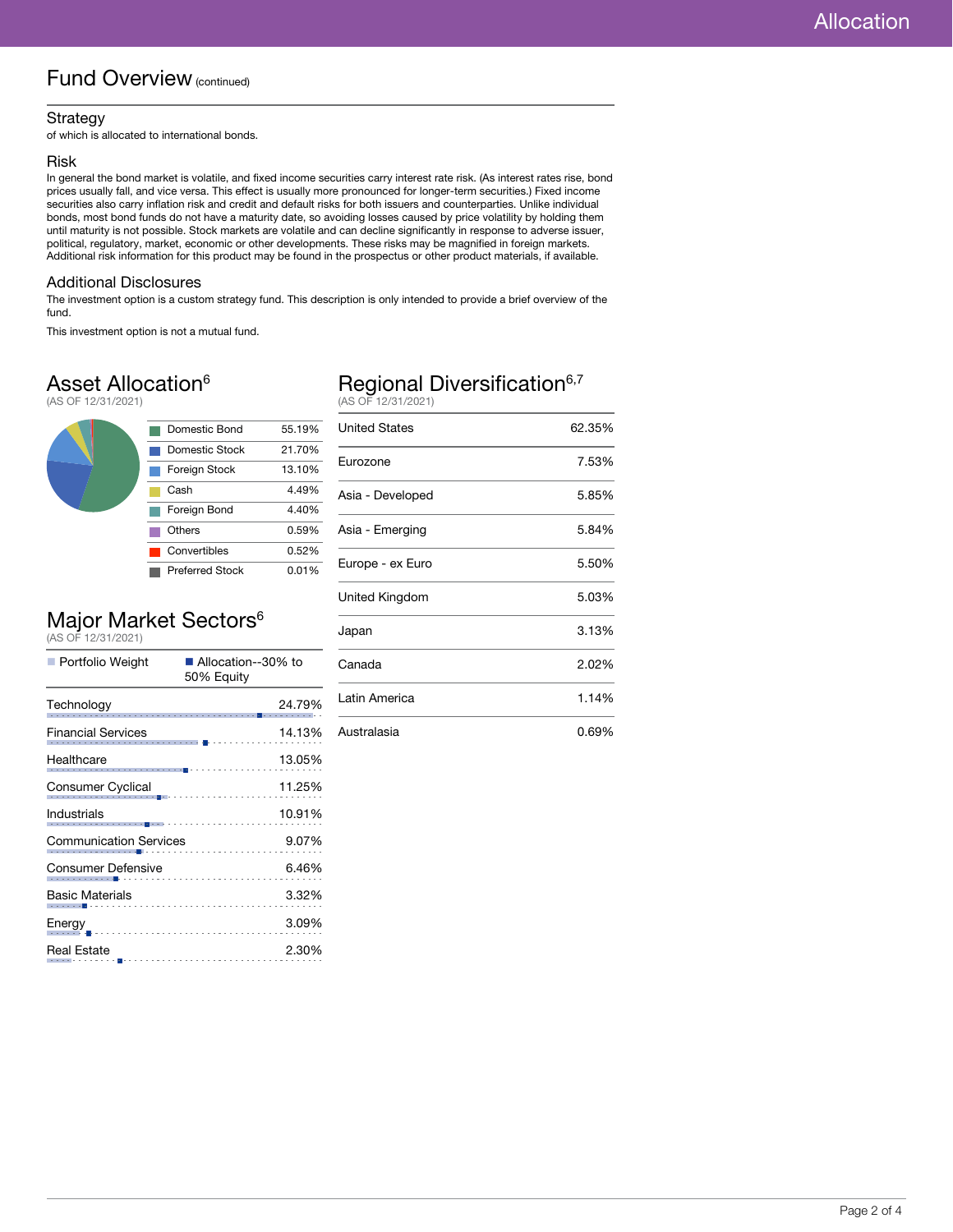## Fund Overview (continued)

### Strategy

of which is allocated to international bonds.

### Risk

In general the bond market is volatile, and fixed income securities carry interest rate risk. (As interest rates rise, bond prices usually fall, and vice versa. This effect is usually more pronounced for longer-term securities.) Fixed income securities also carry inflation risk and credit and default risks for both issuers and counterparties. Unlike individual bonds, most bond funds do not have a maturity date, so avoiding losses caused by price volatility by holding them until maturity is not possible. Stock markets are volatile and can decline significantly in response to adverse issuer, political, regulatory, market, economic or other developments. These risks may be magnified in foreign markets. Additional risk information for this product may be found in the prospectus or other product materials, if available.

### Additional Disclosures

The investment option is a custom strategy fund. This description is only intended to provide a brief overview of the fund.

This investment option is not a mutual fund.

## Asset Allocation[6]

(AS OF 12/31/2021)

| Asset | Allocation |
|---|---|
| Domestic Bond | 55.19% |
| Domestic Stock | 21.70% |
| Foreign Stock | 13.10% |
| Cash | 4.49% |
| Foreign Bond | 4.40% |
| Others | 0.59% |
| Convertibles | 0.52% |
| Preferred Stock | 0.01% |

## Major Market Sectors[6]

(AS OF 12/31/2021)

Portfolio Weight | Allocation--30% to 50% Equity

| Sector | Portfolio Weight |
|---|---|
| Technology | 24.79% |
| Financial Services | 14.13% |
| Healthcare | 13.05% |
| Consumer Cyclical | 11.25% |
| Industrials | 10.91% |
| Communication Services | 9.07% |
| Consumer Defensive | 6.46% |
| Basic Materials | 3.32% |
| Energy | 3.09% |
| Real Estate | 2.30% |

## Regional Diversification[6,7]

(AS OF 12/31/2021)

| Region | Allocation |
|---|---|
| United States | 62.35% |
| Eurozone | 7.53% |
| Asia - Developed | 5.85% |
| Asia - Emerging | 5.84% |
| Europe - ex Euro | 5.50% |
| United Kingdom | 5.03% |
| Japan | 3.13% |
| Canada | 2.02% |
| Latin America | 1.14% |
| Australasia | 0.69% |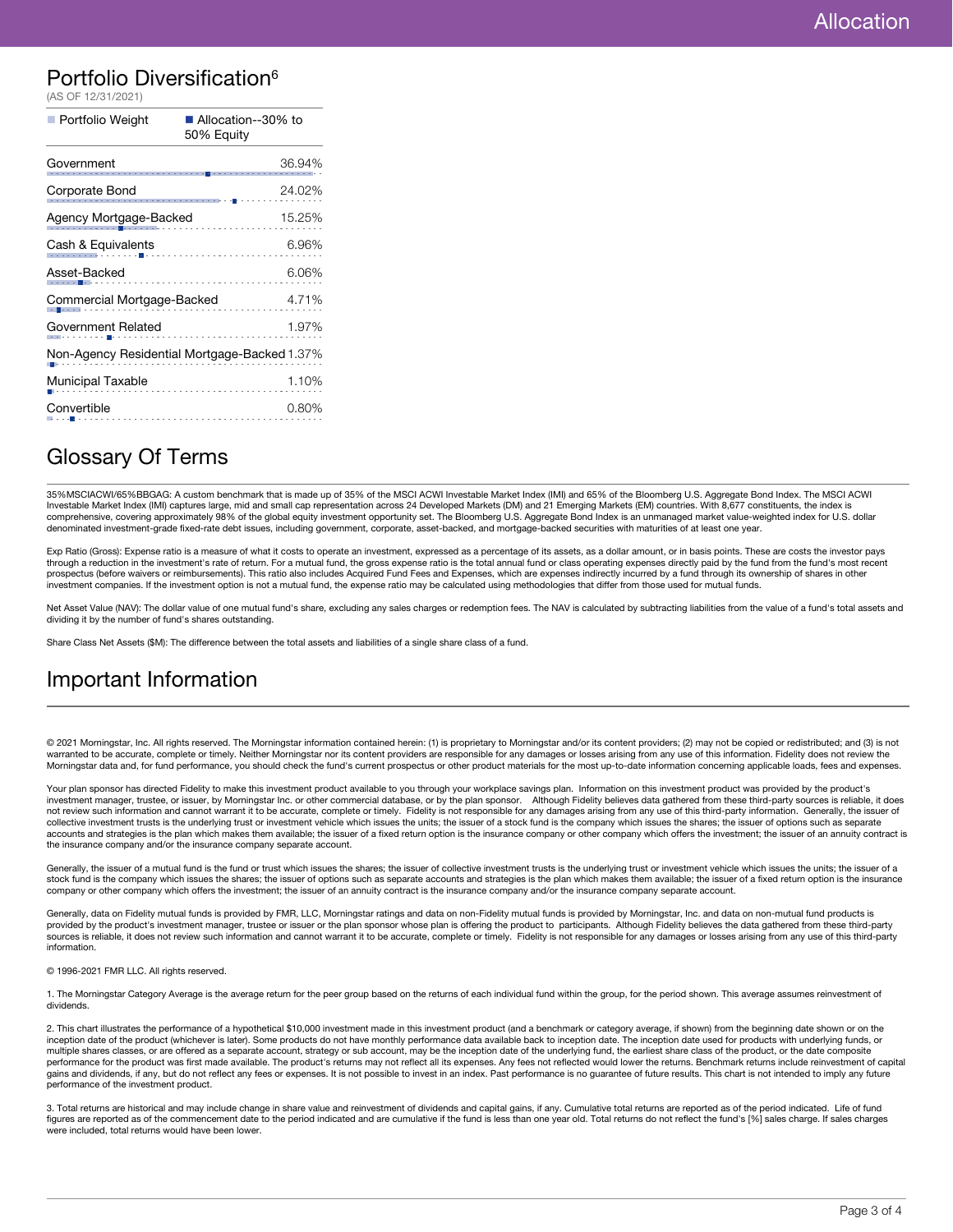## Portfolio Diversification[6]

(AS OF 12/31/2021)

| Portfolio Weight | Allocation--30% to 50% Equity |
|---|---|
| Government | 36.94% |
| Corporate Bond | 24.02% |
| Agency Mortgage-Backed | 15.25% |
| Cash & Equivalents | 6.96% |
| Asset-Backed | 6.06% |
| Commercial Mortgage-Backed | 4.71% |
| Government Related | 1.97% |
| Non-Agency Residential Mortgage-Backed | 1.37% |
| Municipal Taxable | 1.10% |
| Convertible | 0.80% |

## Glossary Of Terms

35%MSCIACWI/65%BBGAG: A custom benchmark that is made up of 35% of the MSCI ACWI Investable Market Index (IMI) and 65% of the Bloomberg U.S. Aggregate Bond Index. The MSCI ACWI Investable Market Index (IMI) captures large, mid and small cap representation across 24 Developed Markets (DM) and 21 Emerging Markets (EM) countries. With 8,677 constituents, the index is comprehensive, covering approximately 98% of the global equity investment opportunity set. The Bloomberg U.S. Aggregate Bond Index is an unmanaged market value-weighted index for U.S. dollar denominated investment-grade fixed-rate debt issues, including government, corporate, asset-backed, and mortgage-backed securities with maturities of at least one year.

Exp Ratio (Gross): Expense ratio is a measure of what it costs to operate an investment, expressed as a percentage of its assets, as a dollar amount, or in basis points. These are costs the investor pays through a reduction in the investment's rate of return. For a mutual fund, the gross expense ratio is the total annual fund or class operating expenses directly paid by the fund from the fund's most recent prospectus (before waivers or reimbursements). This ratio also includes Acquired Fund Fees and Expenses, which are expenses indirectly incurred by a fund through its ownership of shares in other investment companies. If the investment option is not a mutual fund, the expense ratio may be calculated using methodologies that differ from those used for mutual funds.

Net Asset Value (NAV): The dollar value of one mutual fund's share, excluding any sales charges or redemption fees. The NAV is calculated by subtracting liabilities from the value of a fund's total assets and dividing it by the number of fund's shares outstanding.

Share Class Net Assets ($M): The difference between the total assets and liabilities of a single share class of a fund.

## Important Information

© 2021 Morningstar, Inc. All rights reserved. The Morningstar information contained herein: (1) is proprietary to Morningstar and/or its content providers; (2) may not be copied or redistributed; and (3) is not warranted to be accurate, complete or timely. Neither Morningstar nor its content providers are responsible for any damages or losses arising from any use of this information. Fidelity does not review the Morningstar data and, for fund performance, you should check the fund's current prospectus or other product materials for the most up-to-date information concerning applicable loads, fees and expenses.

Your plan sponsor has directed Fidelity to make this investment product available to you through your workplace savings plan. Information on this investment product was provided by the product's investment manager, trustee, or issuer, by Morningstar Inc. or other commercial database, or by the plan sponsor. Although Fidelity believes data gathered from these third-party sources is reliable, it does not review such information and cannot warrant it to be accurate, complete or timely. Fidelity is not responsible for any damages or losses arising from any use of this third-party information. Generally, the issuer of collective investment trusts is the underlying trust or investment vehicle which issues the units; the issuer of a stock fund is the company which issues the shares; the issuer of options such as separate accounts and strategies is the plan which makes them available; the issuer of a fixed return option is the insurance company or other company which offers the investment; the issuer of an annuity contract is the insurance company and/or the insurance company separate account.

Generally, the issuer of a mutual fund is the fund or trust which issues the shares; the issuer of collective investment trusts is the underlying trust or investment vehicle which issues the units; the issuer of a stock fund is the company which issues the shares; the issuer of options such as separate accounts and strategies is the plan which makes them available; the issuer of a fixed return option is the insurance company or other company which offers the investment; the issuer of an annuity contract is the insurance company and/or the insurance company separate account.

Generally, data on Fidelity mutual funds is provided by FMR, LLC, Morningstar ratings and data on non-Fidelity mutual funds is provided by Morningstar, Inc. and data on non-mutual fund products is provided by the product's investment manager, trustee or issuer or the plan sponsor whose plan is offering the product to participants. Although Fidelity believes the data gathered from these third-party sources is reliable, it does not review such information and cannot warrant it to be accurate, complete or timely. Fidelity is not responsible for any damages or losses arising from any use of this third-party information.

© 1996-2021 FMR LLC. All rights reserved.

1. The Morningstar Category Average is the average return for the peer group based on the returns of each individual fund within the group, for the period shown. This average assumes reinvestment of dividends.

2. This chart illustrates the performance of a hypothetical $10,000 investment made in this investment product (and a benchmark or category average, if shown) from the beginning date shown or on the inception date of the product (whichever is later). Some products do not have monthly performance data available back to inception date. The inception date used for products with underlying funds, or multiple shares classes, or are offered as a separate account, strategy or sub account, may be the inception date of the underlying fund, the earliest share class of the product, or the date composite performance for the product was first made available. The product's returns may not reflect all its expenses. Any fees not reflected would lower the returns. Benchmark returns include reinvestment of capital gains and dividends, if any, but do not reflect any fees or expenses. It is not possible to invest in an index. Past performance is no guarantee of future results. This chart is not intended to imply any future performance of the investment product.

3. Total returns are historical and may include change in share value and reinvestment of dividends and capital gains, if any. Cumulative total returns are reported as of the period indicated. Life of fund figures are reported as of the commencement date to the period indicated and are cumulative if the fund is less than one year old. Total returns do not reflect the fund's [%] sales charge. If sales charges were included, total returns would have been lower.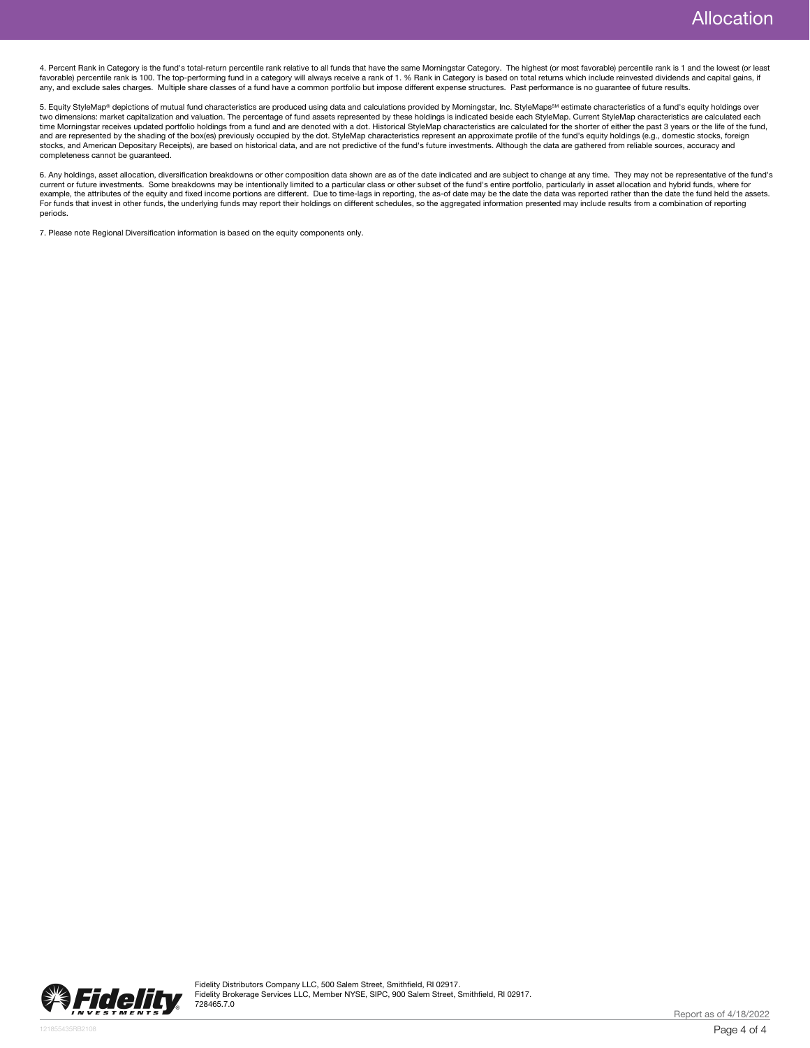4. Percent Rank in Category is the fund's total-return percentile rank relative to all funds that have the same Morningstar Category. The highest (or most favorable) percentile rank is 1 and the lowest (or least favorable) percentile rank is 100. The top-performing fund in a category will always receive a rank of 1. % Rank in Category is based on total returns which include reinvested dividends and capital gains, if any, and exclude sales charges. Multiple share classes of a fund have a common portfolio but impose different expense structures. Past performance is no guarantee of future results.

5. Equity StyleMap® depictions of mutual fund characteristics are produced using data and calculations provided by Morningstar, Inc. StyleMaps℠ estimate characteristics of a fund's equity holdings over two dimensions: market capitalization and valuation. The percentage of fund assets represented by these holdings is indicated beside each StyleMap. Current StyleMap characteristics are calculated each time Morningstar receives updated portfolio holdings from a fund and are denoted with a dot. Historical StyleMap characteristics are calculated for the shorter of either the past 3 years or the life of the fund, and are represented by the shading of the box(es) previously occupied by the dot. StyleMap characteristics represent an approximate profile of the fund's equity holdings (e.g., domestic stocks, foreign stocks, and American Depositary Receipts), are based on historical data, and are not predictive of the fund's future investments. Although the data are gathered from reliable sources, accuracy and completeness cannot be guaranteed.

6. Any holdings, asset allocation, diversification breakdowns or other composition data shown are as of the date indicated and are subject to change at any time. They may not be representative of the fund's current or future investments. Some breakdowns may be intentionally limited to a particular class or other subset of the fund's entire portfolio, particularly in asset allocation and hybrid funds, where for example, the attributes of the equity and fixed income portions are different. Due to time-lags in reporting, the as-of date may be the date the data was reported rather than the date the fund held the assets. For funds that invest in other funds, the underlying funds may report their holdings on different schedules, so the aggregated information presented may include results from a combination of reporting periods.

7. Please note Regional Diversification information is based on the equity components only.

Fidelity Distributors Company LLC, 500 Salem Street, Smithfield, RI 02917.
Fidelity Brokerage Services LLC, Member NYSE, SIPC, 900 Salem Street, Smithfield, RI 02917.
728465.7.0

Report as of 4/18/2022